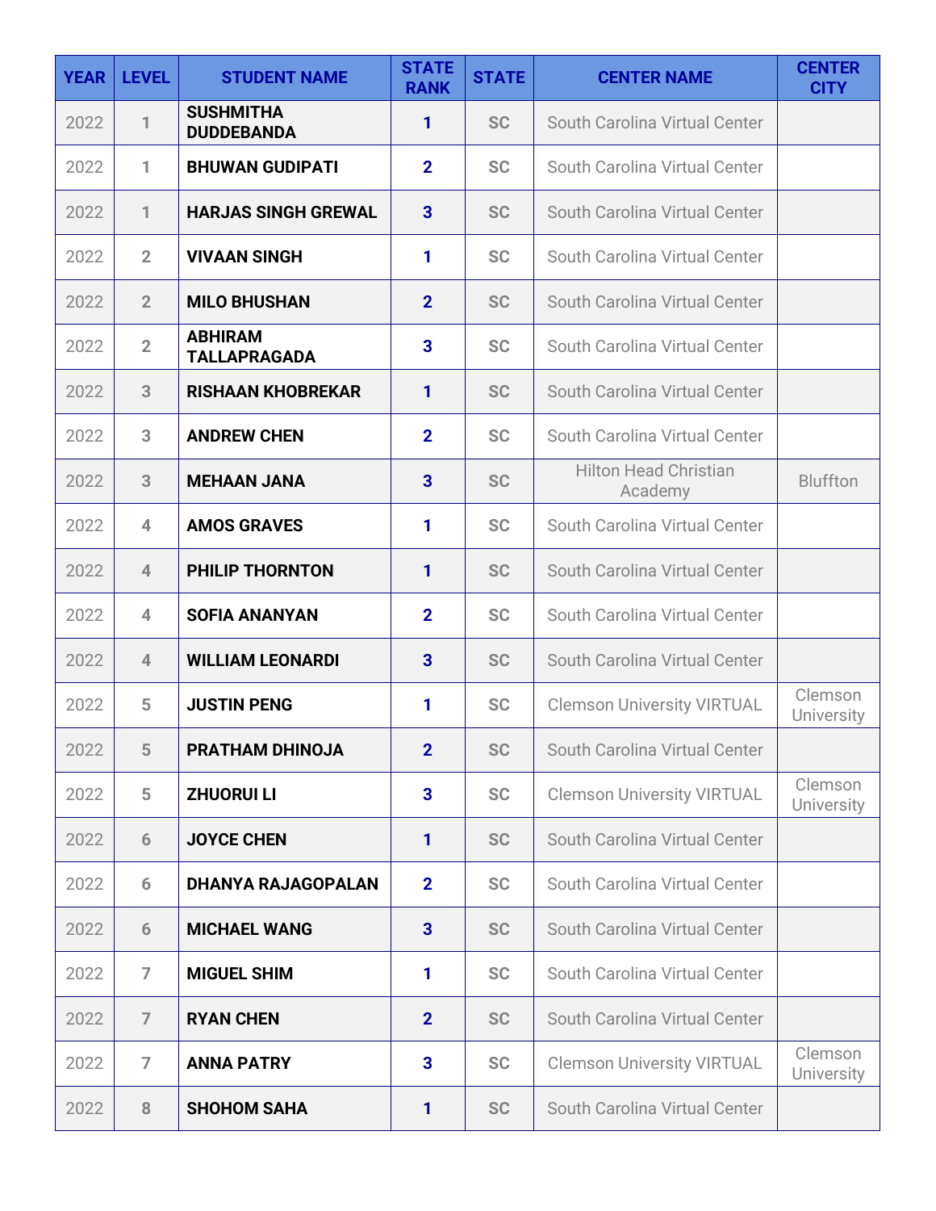| YEAR | LEVEL | STUDENT NAME | STATE RANK | STATE | CENTER NAME | CENTER CITY |
|---|---|---|---|---|---|---|
| 2022 | 1 | **SUSHMITHA DUDDEBANDA** | 1 | SC | South Carolina Virtual Center | |
| 2022 | 1 | **BHUWAN GUDIPATI** | 2 | SC | South Carolina Virtual Center | |
| 2022 | 1 | **HARJAS SINGH GREWAL** | 3 | SC | South Carolina Virtual Center | |
| 2022 | 2 | **VIVAAN SINGH** | 1 | SC | South Carolina Virtual Center | |
| 2022 | 2 | **MILO BHUSHAN** | 2 | SC | South Carolina Virtual Center | |
| 2022 | 2 | **ABHIRAM TALLAPRAGADA** | 3 | SC | South Carolina Virtual Center | |
| 2022 | 3 | **RISHAAN KHOBREKAR** | 1 | SC | South Carolina Virtual Center | |
| 2022 | 3 | **ANDREW CHEN** | 2 | SC | South Carolina Virtual Center | |
| 2022 | 3 | **MEHAAN JANA** | 3 | SC | Hilton Head Christian Academy | Bluffton |
| 2022 | 4 | **AMOS GRAVES** | 1 | SC | South Carolina Virtual Center | |
| 2022 | 4 | **PHILIP THORNTON** | 1 | SC | South Carolina Virtual Center | |
| 2022 | 4 | **SOFIA ANANYAN** | 2 | SC | South Carolina Virtual Center | |
| 2022 | 4 | **WILLIAM LEONARDI** | 3 | SC | South Carolina Virtual Center | |
| 2022 | 5 | **JUSTIN PENG** | 1 | SC | Clemson University VIRTUAL | Clemson University |
| 2022 | 5 | **PRATHAM DHINOJA** | 2 | SC | South Carolina Virtual Center | |
| 2022 | 5 | **ZHUORUI LI** | 3 | SC | Clemson University VIRTUAL | Clemson University |
| 2022 | 6 | **JOYCE CHEN** | 1 | SC | South Carolina Virtual Center | |
| 2022 | 6 | **DHANYA RAJAGOPALAN** | 2 | SC | South Carolina Virtual Center | |
| 2022 | 6 | **MICHAEL WANG** | 3 | SC | South Carolina Virtual Center | |
| 2022 | 7 | **MIGUEL SHIM** | 1 | SC | South Carolina Virtual Center | |
| 2022 | 7 | **RYAN CHEN** | 2 | SC | South Carolina Virtual Center | |
| 2022 | 7 | **ANNA PATRY** | 3 | SC | Clemson University VIRTUAL | Clemson University |
| 2022 | 8 | **SHOHOM SAHA** | 1 | SC | South Carolina Virtual Center | |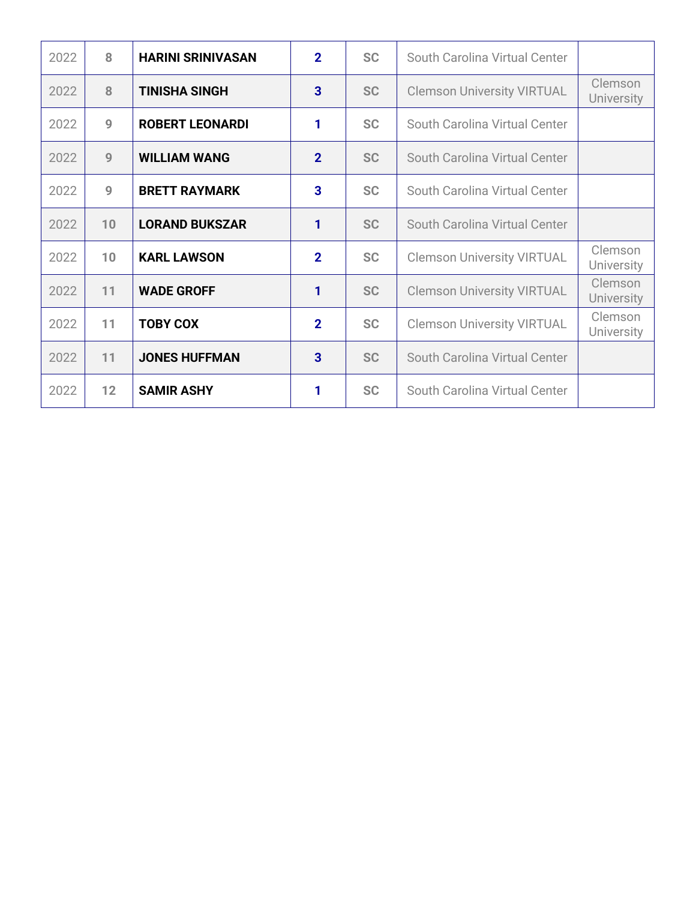| | | | | | | |
|---|---|---|---|---|---|---|
| 2022 | 8 | **HARINI SRINIVASAN** | **2** | SC | South Carolina Virtual Center | |
| 2022 | 8 | **TINISHA SINGH** | **3** | SC | Clemson University VIRTUAL | Clemson University |
| 2022 | 9 | **ROBERT LEONARDI** | **1** | SC | South Carolina Virtual Center | |
| 2022 | 9 | **WILLIAM WANG** | **2** | SC | South Carolina Virtual Center | |
| 2022 | 9 | **BRETT RAYMARK** | **3** | SC | South Carolina Virtual Center | |
| 2022 | 10 | **LORAND BUKSZAR** | **1** | SC | South Carolina Virtual Center | |
| 2022 | 10 | **KARL LAWSON** | **2** | SC | Clemson University VIRTUAL | Clemson University |
| 2022 | 11 | **WADE GROFF** | **1** | SC | Clemson University VIRTUAL | Clemson University |
| 2022 | 11 | **TOBY COX** | **2** | SC | Clemson University VIRTUAL | Clemson University |
| 2022 | 11 | **JONES HUFFMAN** | **3** | SC | South Carolina Virtual Center | |
| 2022 | 12 | **SAMIR ASHY** | **1** | SC | South Carolina Virtual Center | |